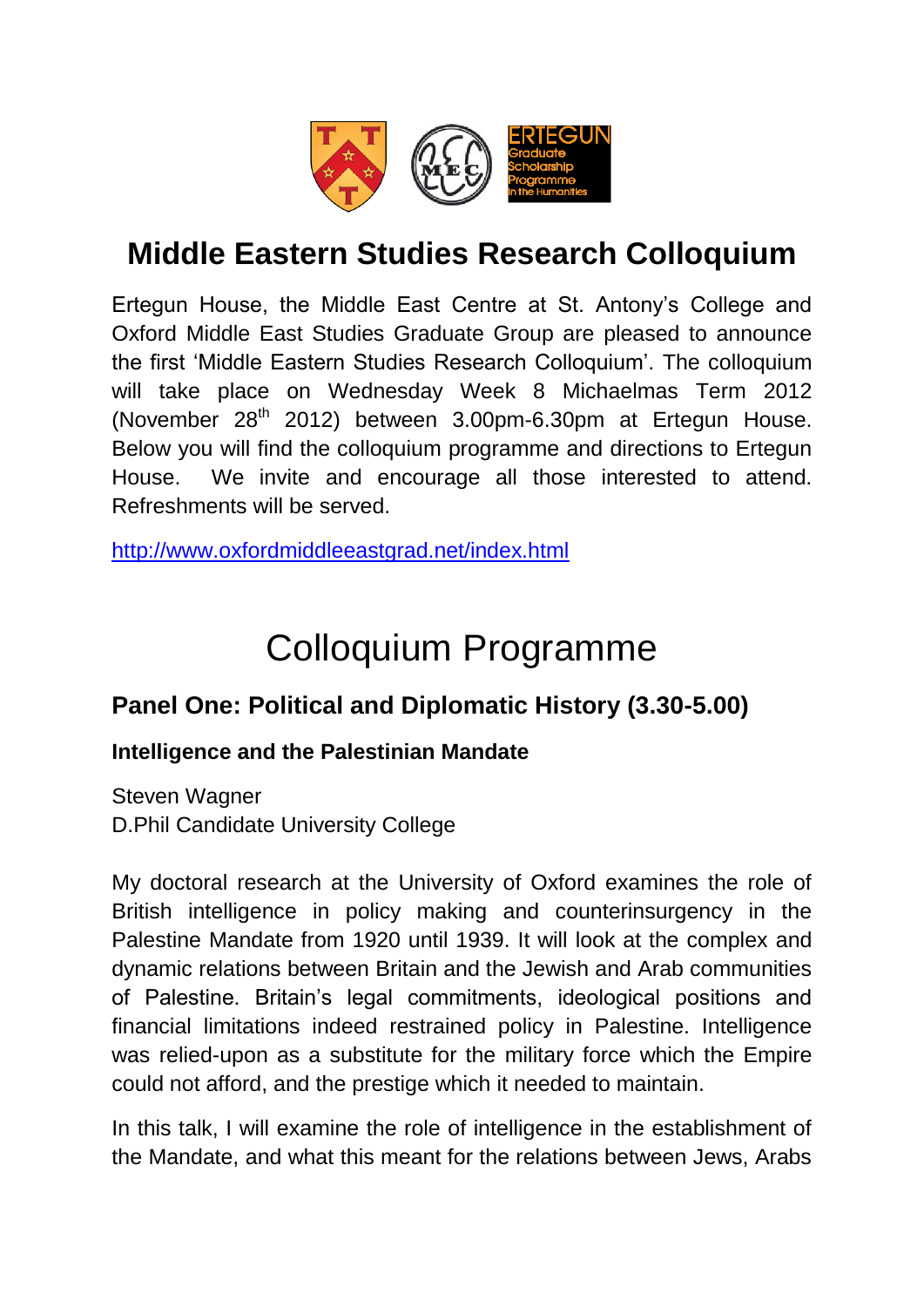# Middle Eastern Studies Research Colloquium

Ertegun House, the Middle East Centre at St. Antony's College and Oxford Middle East Studies Graduate Group are pleased to announce the first 'Middle Eastern Studies Research Colloquium'. The colloquium will take place on Wednesday Week 8 Michaelmas Term 2012 (November 28th 2012) between 3.00pm-6.30pm at Ertegun House. Below you will find the colloquium programme and directions to Ertegun House. We invite and encourage all those interested to attend. Refreshments will be served.

http://www.oxfordmiddleeastgrad.net/index.html

# Colloquium Programme

## Panel One: Political and Diplomatic History (3.30-5.00)

### Intelligence and the Palestinian Mandate

Steven Wagner
D.Phil Candidate University College

My doctoral research at the University of Oxford examines the role of British intelligence in policy making and counterinsurgency in the Palestine Mandate from 1920 until 1939. It will look at the complex and dynamic relations between Britain and the Jewish and Arab communities of Palestine. Britain's legal commitments, ideological positions and financial limitations indeed restrained policy in Palestine. Intelligence was relied-upon as a substitute for the military force which the Empire could not afford, and the prestige which it needed to maintain.

In this talk, I will examine the role of intelligence in the establishment of the Mandate, and what this meant for the relations between Jews, Arabs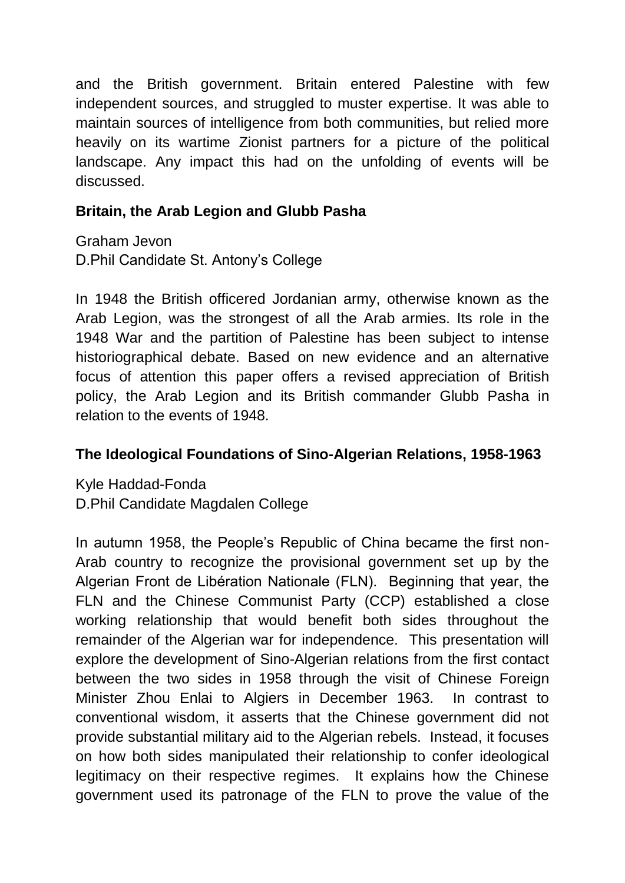and the British government. Britain entered Palestine with few independent sources, and struggled to muster expertise. It was able to maintain sources of intelligence from both communities, but relied more heavily on its wartime Zionist partners for a picture of the political landscape. Any impact this had on the unfolding of events will be discussed.

**Britain, the Arab Legion and Glubb Pasha**

Graham Jevon
D.Phil Candidate St. Antony's College

In 1948 the British officered Jordanian army, otherwise known as the Arab Legion, was the strongest of all the Arab armies. Its role in the 1948 War and the partition of Palestine has been subject to intense historiographical debate. Based on new evidence and an alternative focus of attention this paper offers a revised appreciation of British policy, the Arab Legion and its British commander Glubb Pasha in relation to the events of 1948.

**The Ideological Foundations of Sino-Algerian Relations, 1958-1963**

Kyle Haddad-Fonda
D.Phil Candidate Magdalen College

In autumn 1958, the People's Republic of China became the first non-Arab country to recognize the provisional government set up by the Algerian Front de Libération Nationale (FLN). Beginning that year, the FLN and the Chinese Communist Party (CCP) established a close working relationship that would benefit both sides throughout the remainder of the Algerian war for independence. This presentation will explore the development of Sino-Algerian relations from the first contact between the two sides in 1958 through the visit of Chinese Foreign Minister Zhou Enlai to Algiers in December 1963. In contrast to conventional wisdom, it asserts that the Chinese government did not provide substantial military aid to the Algerian rebels. Instead, it focuses on how both sides manipulated their relationship to confer ideological legitimacy on their respective regimes. It explains how the Chinese government used its patronage of the FLN to prove the value of the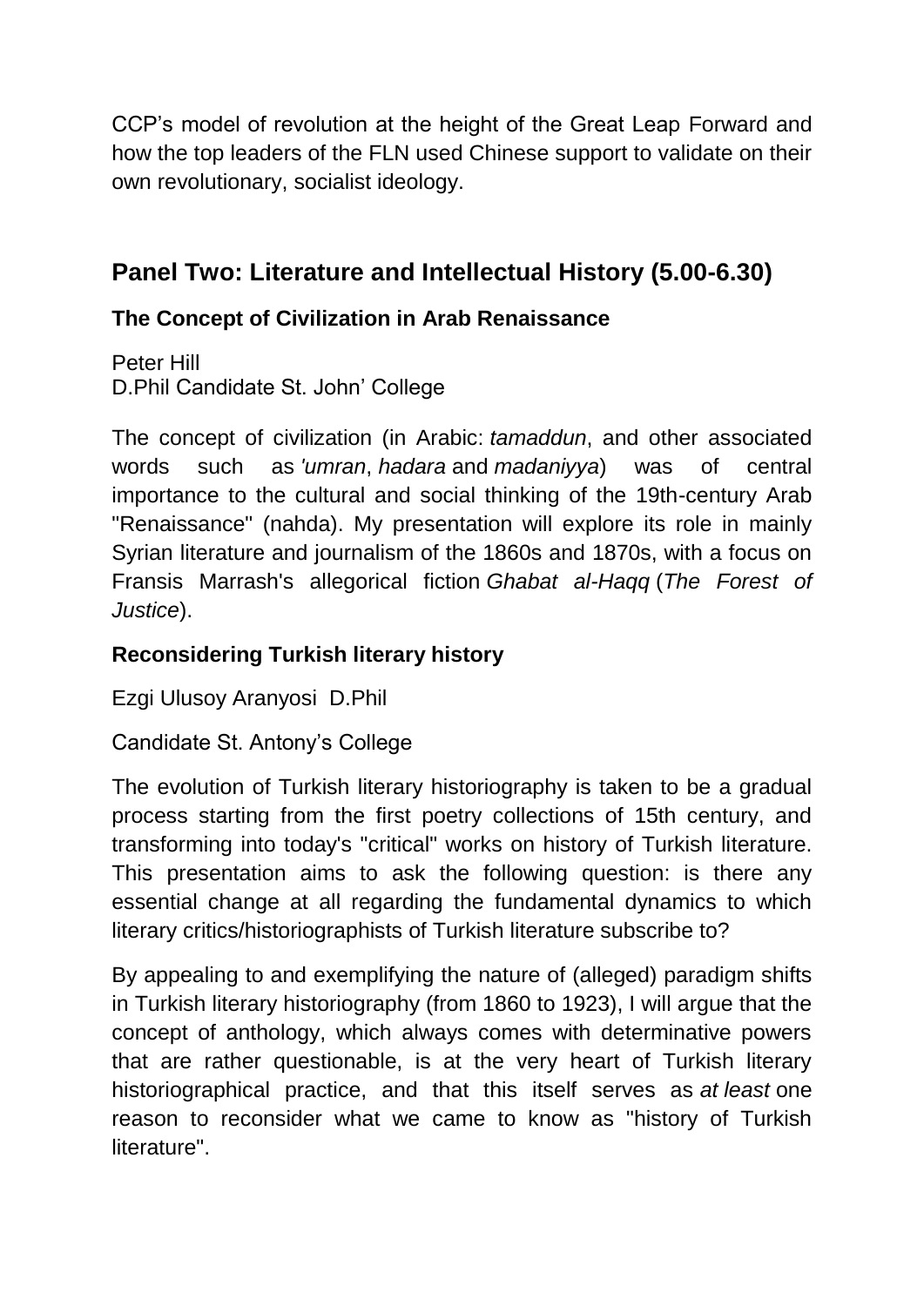CCP's model of revolution at the height of the Great Leap Forward and how the top leaders of the FLN used Chinese support to validate on their own revolutionary, socialist ideology.

## Panel Two: Literature and Intellectual History (5.00-6.30)

### The Concept of Civilization in Arab Renaissance

Peter Hill
D.Phil Candidate St. John' College

The concept of civilization (in Arabic: *tamaddun*, and other associated words such as *'umran*, *hadara* and *madaniyya*) was of central importance to the cultural and social thinking of the 19th-century Arab "Renaissance" (nahda). My presentation will explore its role in mainly Syrian literature and journalism of the 1860s and 1870s, with a focus on Fransis Marrash's allegorical fiction *Ghabat al-Haqq* (*The Forest of Justice*).

### Reconsidering Turkish literary history

Ezgi Ulusoy Aranyosi D.Phil

Candidate St. Antony's College

The evolution of Turkish literary historiography is taken to be a gradual process starting from the first poetry collections of 15th century, and transforming into today's "critical" works on history of Turkish literature. This presentation aims to ask the following question: is there any essential change at all regarding the fundamental dynamics to which literary critics/historiographists of Turkish literature subscribe to?

By appealing to and exemplifying the nature of (alleged) paradigm shifts in Turkish literary historiography (from 1860 to 1923), I will argue that the concept of anthology, which always comes with determinative powers that are rather questionable, is at the very heart of Turkish literary historiographical practice, and that this itself serves as *at least* one reason to reconsider what we came to know as "history of Turkish literature".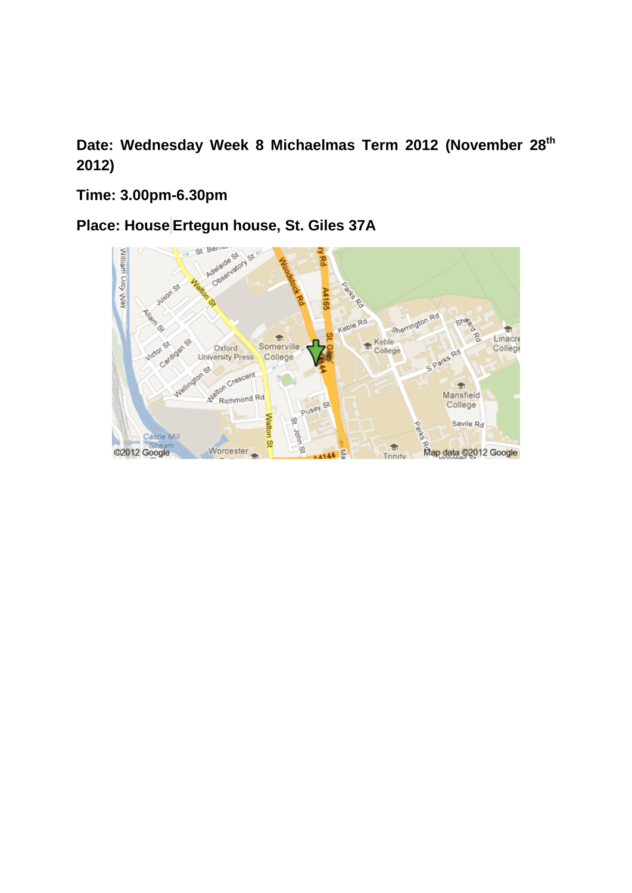**Date: Wednesday Week 8 Michaelmas Term 2012 (November 28th 2012)**

**Time: 3.00pm-6.30pm**

**Place: House Ertegun house, St. Giles 37A**